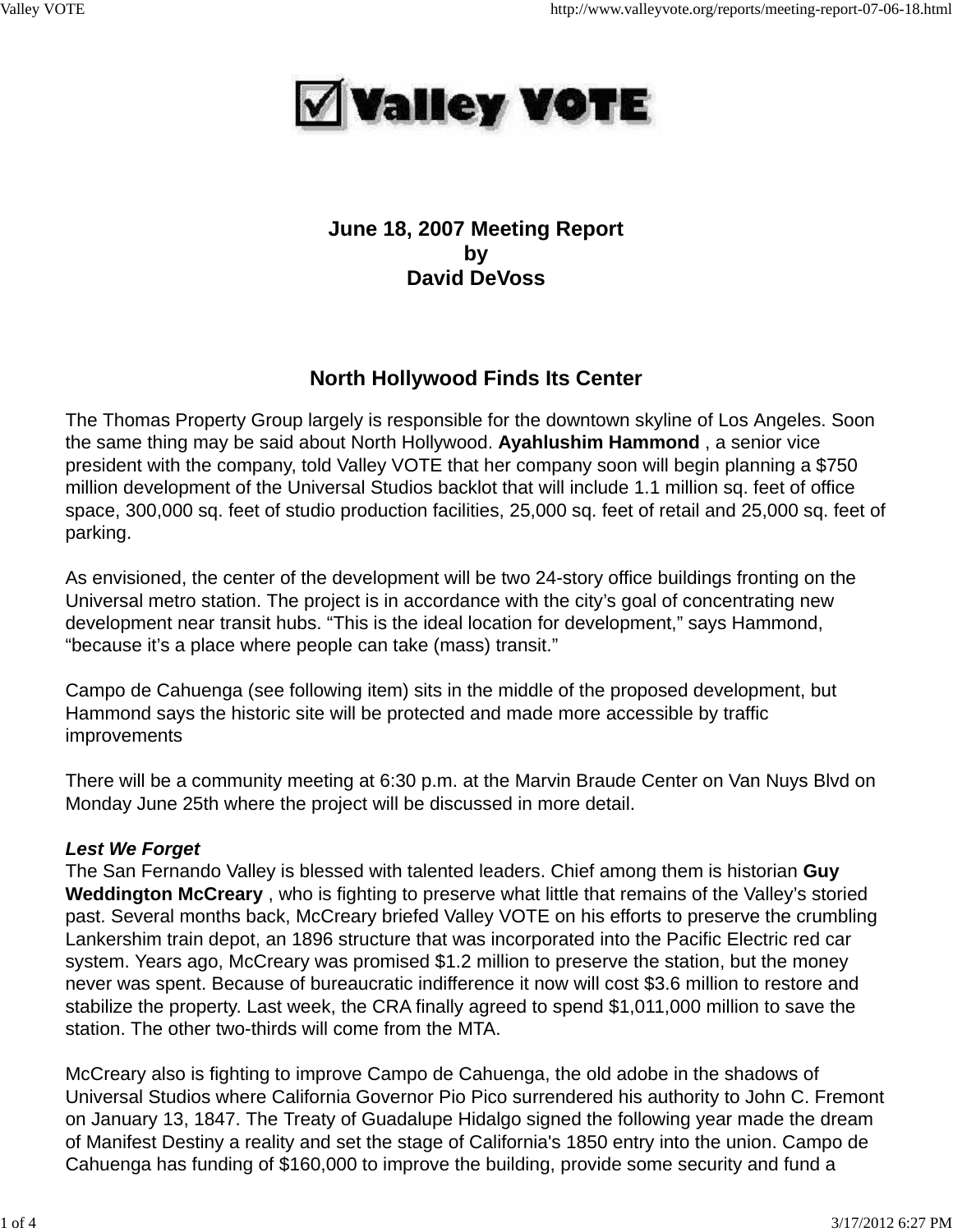# Valley VOTE

## June 18, 2007 Meeting Report
## by
## David DeVoss

### North Hollywood Finds Its Center

The Thomas Property Group largely is responsible for the downtown skyline of Los Angeles. Soon the same thing may be said about North Hollywood. **Ayahlushim Hammond** , a senior vice president with the company, told Valley VOTE that her company soon will begin planning a $750 million development of the Universal Studios backlot that will include 1.1 million sq. feet of office space, 300,000 sq. feet of studio production facilities, 25,000 sq. feet of retail and 25,000 sq. feet of parking.

As envisioned, the center of the development will be two 24-story office buildings fronting on the Universal metro station. The project is in accordance with the city's goal of concentrating new development near transit hubs. "This is the ideal location for development," says Hammond, "because it's a place where people can take (mass) transit."

Campo de Cahuenga (see following item) sits in the middle of the proposed development, but Hammond says the historic site will be protected and made more accessible by traffic improvements

There will be a community meeting at 6:30 p.m. at the Marvin Braude Center on Van Nuys Blvd on Monday June 25th where the project will be discussed in more detail.

***Lest We Forget***

The San Fernando Valley is blessed with talented leaders. Chief among them is historian **Guy Weddington McCreary** , who is fighting to preserve what little that remains of the Valley's storied past. Several months back, McCreary briefed Valley VOTE on his efforts to preserve the crumbling Lankershim train depot, an 1896 structure that was incorporated into the Pacific Electric red car system. Years ago, McCreary was promised $1.2 million to preserve the station, but the money never was spent. Because of bureaucratic indifference it now will cost $3.6 million to restore and stabilize the property. Last week, the CRA finally agreed to spend $1,011,000 million to save the station. The other two-thirds will come from the MTA.

McCreary also is fighting to improve Campo de Cahuenga, the old adobe in the shadows of Universal Studios where California Governor Pio Pico surrendered his authority to John C. Fremont on January 13, 1847. The Treaty of Guadalupe Hidalgo signed the following year made the dream of Manifest Destiny a reality and set the stage of California's 1850 entry into the union. Campo de Cahuenga has funding of $160,000 to improve the building, provide some security and fund a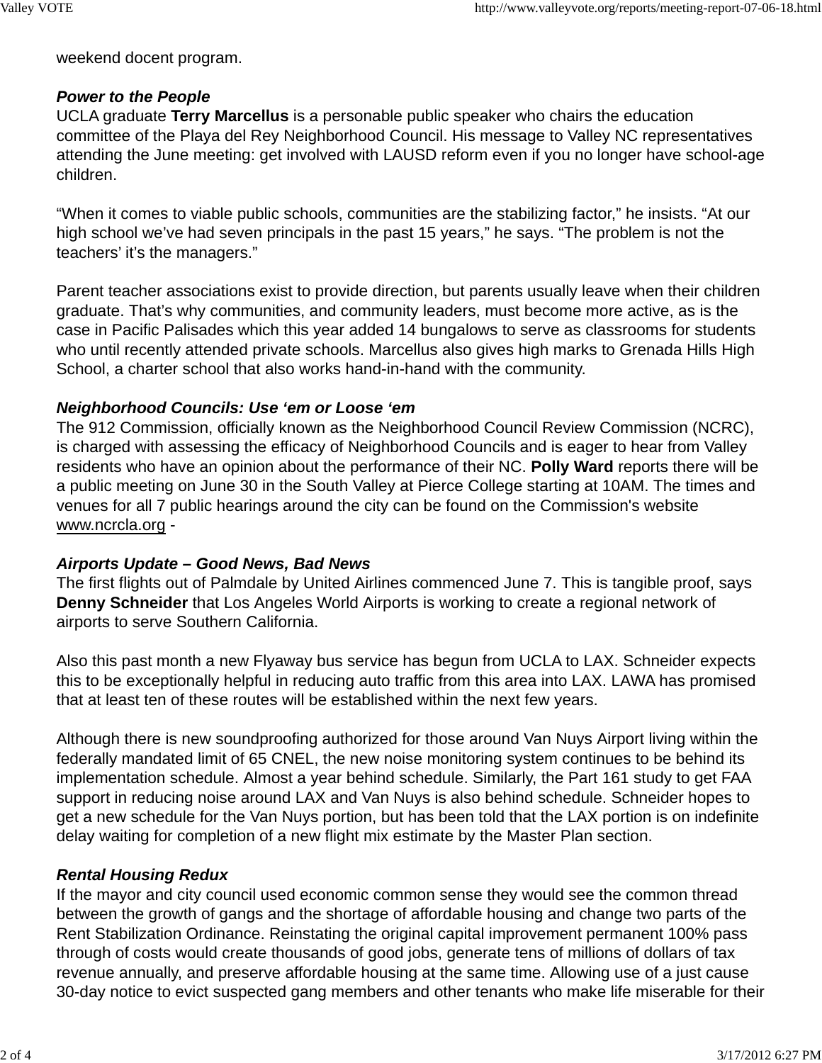weekend docent program.

***Power to the People***

UCLA graduate **Terry Marcellus** is a personable public speaker who chairs the education committee of the Playa del Rey Neighborhood Council. His message to Valley NC representatives attending the June meeting: get involved with LAUSD reform even if you no longer have school-age children.

"When it comes to viable public schools, communities are the stabilizing factor," he insists. "At our high school we've had seven principals in the past 15 years," he says. "The problem is not the teachers' it's the managers."

Parent teacher associations exist to provide direction, but parents usually leave when their children graduate. That's why communities, and community leaders, must become more active, as is the case in Pacific Palisades which this year added 14 bungalows to serve as classrooms for students who until recently attended private schools. Marcellus also gives high marks to Grenada Hills High School, a charter school that also works hand-in-hand with the community.

***Neighborhood Councils: Use 'em or Loose 'em***

The 912 Commission, officially known as the Neighborhood Council Review Commission (NCRC), is charged with assessing the efficacy of Neighborhood Councils and is eager to hear from Valley residents who have an opinion about the performance of their NC. **Polly Ward** reports there will be a public meeting on June 30 in the South Valley at Pierce College starting at 10AM. The times and venues for all 7 public hearings around the city can be found on the Commission's website www.ncrcla.org -

***Airports Update – Good News, Bad News***

The first flights out of Palmdale by United Airlines commenced June 7. This is tangible proof, says **Denny Schneider** that Los Angeles World Airports is working to create a regional network of airports to serve Southern California.

Also this past month a new Flyaway bus service has begun from UCLA to LAX. Schneider expects this to be exceptionally helpful in reducing auto traffic from this area into LAX. LAWA has promised that at least ten of these routes will be established within the next few years.

Although there is new soundproofing authorized for those around Van Nuys Airport living within the federally mandated limit of 65 CNEL, the new noise monitoring system continues to be behind its implementation schedule. Almost a year behind schedule. Similarly, the Part 161 study to get FAA support in reducing noise around LAX and Van Nuys is also behind schedule. Schneider hopes to get a new schedule for the Van Nuys portion, but has been told that the LAX portion is on indefinite delay waiting for completion of a new flight mix estimate by the Master Plan section.

***Rental Housing Redux***

If the mayor and city council used economic common sense they would see the common thread between the growth of gangs and the shortage of affordable housing and change two parts of the Rent Stabilization Ordinance. Reinstating the original capital improvement permanent 100% pass through of costs would create thousands of good jobs, generate tens of millions of dollars of tax revenue annually, and preserve affordable housing at the same time. Allowing use of a just cause 30-day notice to evict suspected gang members and other tenants who make life miserable for their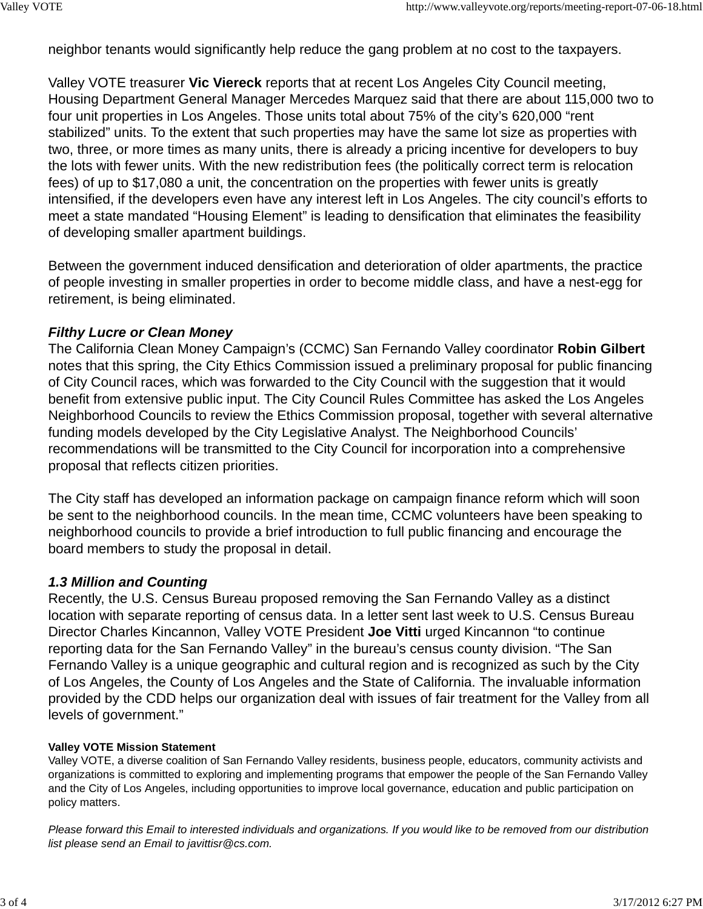neighbor tenants would significantly help reduce the gang problem at no cost to the taxpayers.

Valley VOTE treasurer **Vic Viereck** reports that at recent Los Angeles City Council meeting, Housing Department General Manager Mercedes Marquez said that there are about 115,000 two to four unit properties in Los Angeles. Those units total about 75% of the city's 620,000 "rent stabilized" units. To the extent that such properties may have the same lot size as properties with two, three, or more times as many units, there is already a pricing incentive for developers to buy the lots with fewer units. With the new redistribution fees (the politically correct term is relocation fees) of up to $17,080 a unit, the concentration on the properties with fewer units is greatly intensified, if the developers even have any interest left in Los Angeles. The city council's efforts to meet a state mandated "Housing Element" is leading to densification that eliminates the feasibility of developing smaller apartment buildings.

Between the government induced densification and deterioration of older apartments, the practice of people investing in smaller properties in order to become middle class, and have a nest-egg for retirement, is being eliminated.

***Filthy Lucre or Clean Money***

The California Clean Money Campaign's (CCMC) San Fernando Valley coordinator **Robin Gilbert** notes that this spring, the City Ethics Commission issued a preliminary proposal for public financing of City Council races, which was forwarded to the City Council with the suggestion that it would benefit from extensive public input. The City Council Rules Committee has asked the Los Angeles Neighborhood Councils to review the Ethics Commission proposal, together with several alternative funding models developed by the City Legislative Analyst. The Neighborhood Councils' recommendations will be transmitted to the City Council for incorporation into a comprehensive proposal that reflects citizen priorities.

The City staff has developed an information package on campaign finance reform which will soon be sent to the neighborhood councils. In the mean time, CCMC volunteers have been speaking to neighborhood councils to provide a brief introduction to full public financing and encourage the board members to study the proposal in detail.

***1.3 Million and Counting***

Recently, the U.S. Census Bureau proposed removing the San Fernando Valley as a distinct location with separate reporting of census data. In a letter sent last week to U.S. Census Bureau Director Charles Kincannon, Valley VOTE President **Joe Vitti** urged Kincannon "to continue reporting data for the San Fernando Valley" in the bureau's census county division. "The San Fernando Valley is a unique geographic and cultural region and is recognized as such by the City of Los Angeles, the County of Los Angeles and the State of California. The invaluable information provided by the CDD helps our organization deal with issues of fair treatment for the Valley from all levels of government."

**Valley VOTE Mission Statement**

Valley VOTE, a diverse coalition of San Fernando Valley residents, business people, educators, community activists and organizations is committed to exploring and implementing programs that empower the people of the San Fernando Valley and the City of Los Angeles, including opportunities to improve local governance, education and public participation on policy matters.

*Please forward this Email to interested individuals and organizations. If you would like to be removed from our distribution list please send an Email to javittisr@cs.com.*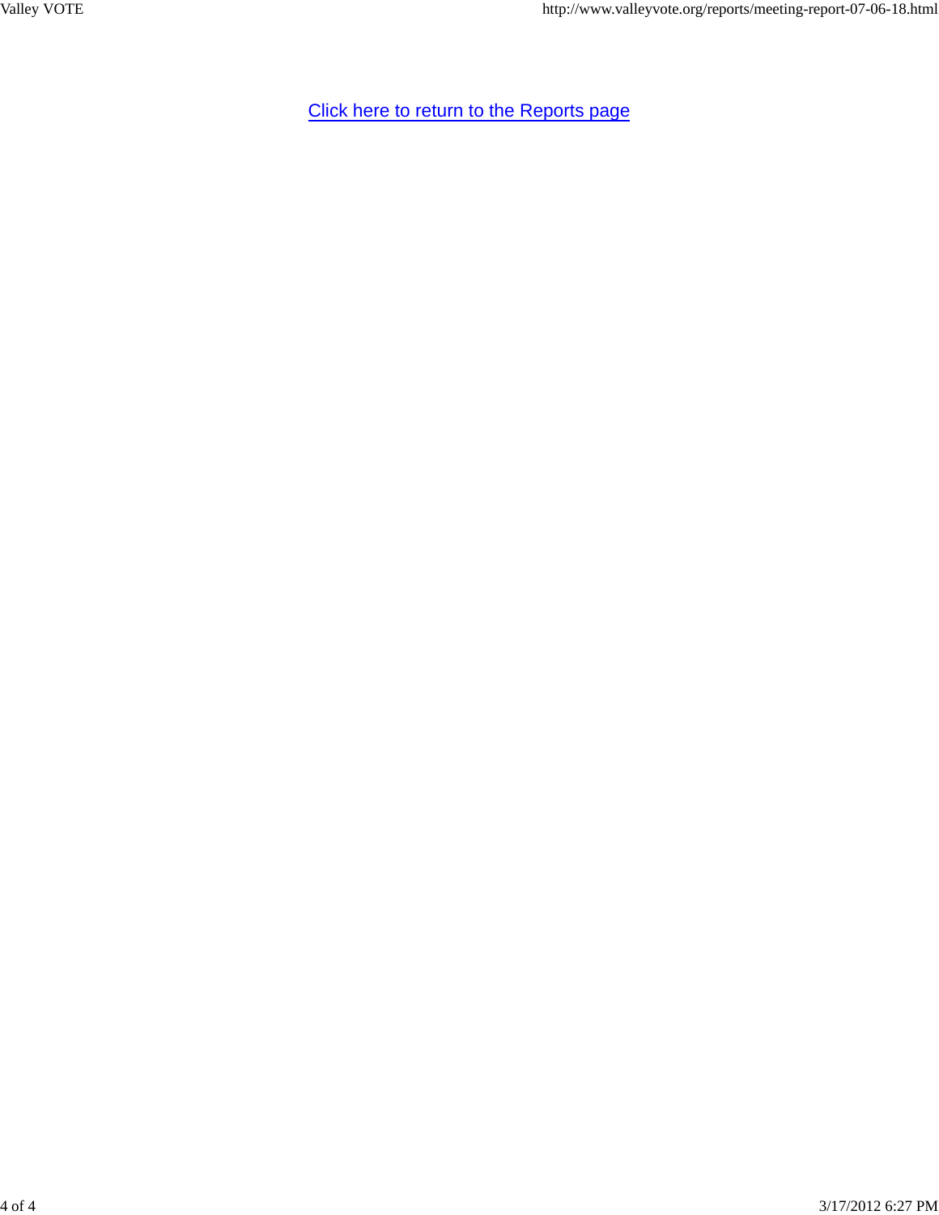[Click here to return to the Reports page]